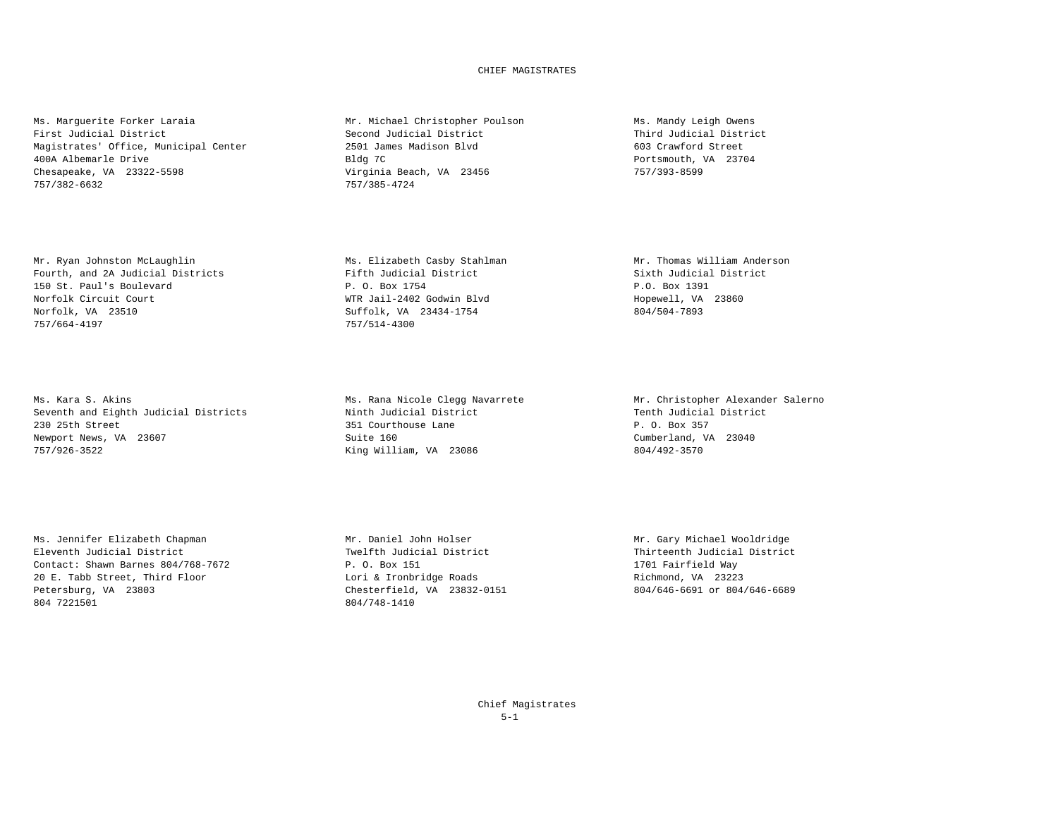# CHIEF MAGISTRATES

Ms. Marguerite Forker Laraia
First Judicial District
Magistrates' Office, Municipal Center
400A Albemarle Drive
Chesapeake, VA 23322-5598
757/382-6632

Mr. Michael Christopher Poulson
Second Judicial District
2501 James Madison Blvd
Bldg 7C
Virginia Beach, VA 23456
757/385-4724

Ms. Mandy Leigh Owens
Third Judicial District
603 Crawford Street
Portsmouth, VA 23704
757/393-8599

Mr. Ryan Johnston McLaughlin
Fourth, and 2A Judicial Districts
150 St. Paul's Boulevard
Norfolk Circuit Court
Norfolk, VA 23510
757/664-4197

Ms. Elizabeth Casby Stahlman
Fifth Judicial District
P. O. Box 1754
WTR Jail-2402 Godwin Blvd
Suffolk, VA 23434-1754
757/514-4300

Mr. Thomas William Anderson
Sixth Judicial District
P.O. Box 1391
Hopewell, VA 23860
804/504-7893

Ms. Kara S. Akins
Seventh and Eighth Judicial Districts
230 25th Street
Newport News, VA 23607
757/926-3522

Ms. Rana Nicole Clegg Navarrete
Ninth Judicial District
351 Courthouse Lane
Suite 160
King William, VA 23086

Mr. Christopher Alexander Salerno
Tenth Judicial District
P. O. Box 357
Cumberland, VA 23040
804/492-3570

Ms. Jennifer Elizabeth Chapman
Eleventh Judicial District
Contact: Shawn Barnes 804/768-7672
20 E. Tabb Street, Third Floor
Petersburg, VA 23803
804 7221501

Mr. Daniel John Holser
Twelfth Judicial District
P. O. Box 151
Lori & Ironbridge Roads
Chesterfield, VA 23832-0151
804/748-1410

Mr. Gary Michael Wooldridge
Thirteenth Judicial District
1701 Fairfield Way
Richmond, VA 23223
804/646-6691 or 804/646-6689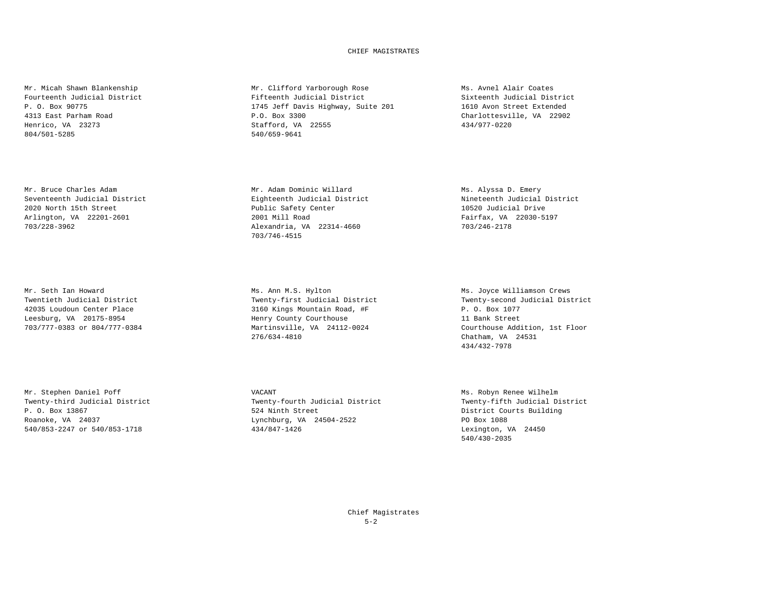# CHIEF MAGISTRATES

Mr. Micah Shawn Blankenship
Fourteenth Judicial District
P. O. Box 90775
4313 East Parham Road
Henrico, VA 23273
804/501-5285

Mr. Clifford Yarborough Rose
Fifteenth Judicial District
1745 Jeff Davis Highway, Suite 201
P.O. Box 3300
Stafford, VA 22555
540/659-9641

Ms. Avnel Alair Coates
Sixteenth Judicial District
1610 Avon Street Extended
Charlottesville, VA 22902
434/977-0220

Mr. Bruce Charles Adam
Seventeenth Judicial District
2020 North 15th Street
Arlington, VA 22201-2601
703/228-3962

Mr. Adam Dominic Willard
Eighteenth Judicial District
Public Safety Center
2001 Mill Road
Alexandria, VA 22314-4660
703/746-4515

Ms. Alyssa D. Emery
Nineteenth Judicial District
10520 Judicial Drive
Fairfax, VA 22030-5197
703/246-2178

Mr. Seth Ian Howard
Twentieth Judicial District
42035 Loudoun Center Place
Leesburg, VA 20175-8954
703/777-0383 or 804/777-0384

Ms. Ann M.S. Hylton
Twenty-first Judicial District
3160 Kings Mountain Road, #F
Henry County Courthouse
Martinsville, VA 24112-0024
276/634-4810

Ms. Joyce Williamson Crews
Twenty-second Judicial District
P. O. Box 1077
11 Bank Street
Courthouse Addition, 1st Floor
Chatham, VA 24531
434/432-7978

Mr. Stephen Daniel Poff
Twenty-third Judicial District
P. O. Box 13867
Roanoke, VA 24037
540/853-2247 or 540/853-1718

VACANT
Twenty-fourth Judicial District
524 Ninth Street
Lynchburg, VA 24504-2522
434/847-1426

Ms. Robyn Renee Wilhelm
Twenty-fifth Judicial District
District Courts Building
PO Box 1088
Lexington, VA 24450
540/430-2035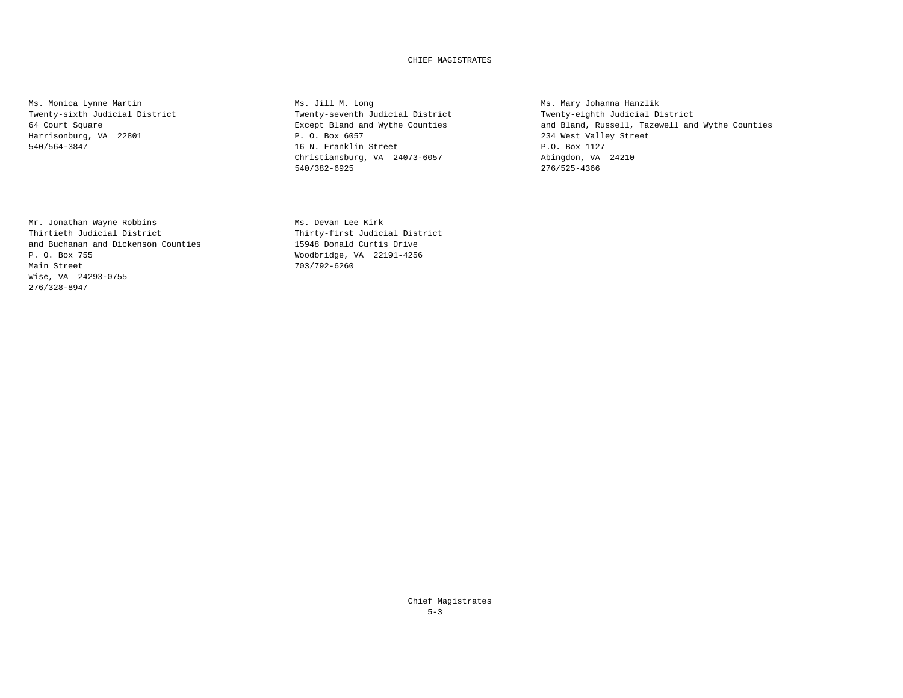# CHIEF MAGISTRATES

Ms. Monica Lynne Martin
Twenty-sixth Judicial District
64 Court Square
Harrisonburg, VA 22801
540/564-3847

Ms. Jill M. Long
Twenty-seventh Judicial District
Except Bland and Wythe Counties
P. O. Box 6057
16 N. Franklin Street
Christiansburg, VA 24073-6057
540/382-6925

Ms. Mary Johanna Hanzlik
Twenty-eighth Judicial District
and Bland, Russell, Tazewell and Wythe Counties
234 West Valley Street
P.O. Box 1127
Abingdon, VA 24210
276/525-4366

Mr. Jonathan Wayne Robbins
Thirtieth Judicial District
and Buchanan and Dickenson Counties
P. O. Box 755
Main Street
Wise, VA 24293-0755
276/328-8947

Ms. Devan Lee Kirk
Thirty-first Judicial District
15948 Donald Curtis Drive
Woodbridge, VA 22191-4256
703/792-6260